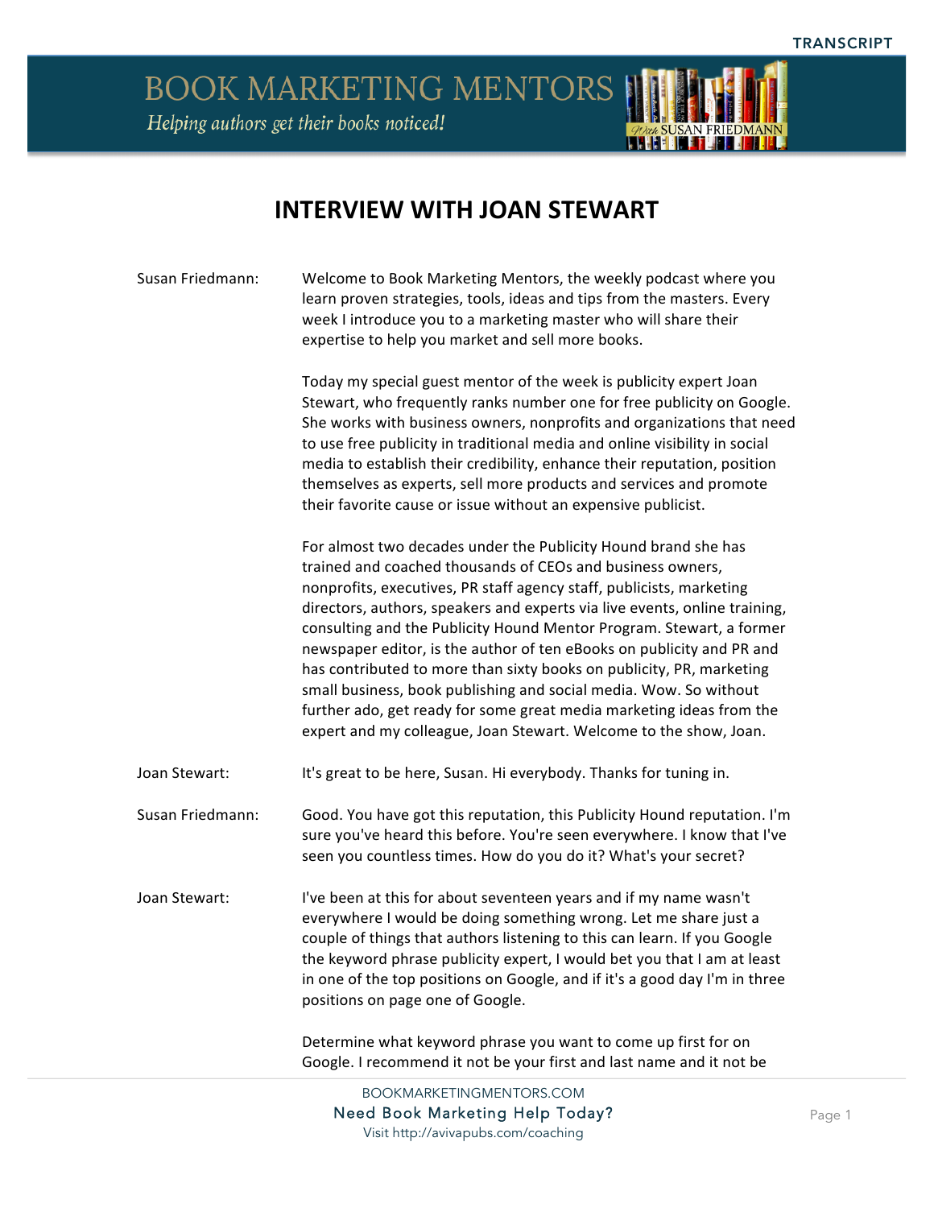# INTERVIEW WITH JOAN STEWART

**Susan Friedmann:** Welcome to Book Marketing Mentors, the weekly podcast where you learn proven strategies, tools, ideas and tips from the masters. Every week I introduce you to a marketing master who will share their expertise to help you market and sell more books.

Today my special guest mentor of the week is publicity expert Joan Stewart, who frequently ranks number one for free publicity on Google. She works with business owners, nonprofits and organizations that need to use free publicity in traditional media and online visibility in social media to establish their credibility, enhance their reputation, position themselves as experts, sell more products and services and promote their favorite cause or issue without an expensive publicist.

For almost two decades under the Publicity Hound brand she has trained and coached thousands of CEOs and business owners, nonprofits, executives, PR staff agency staff, publicists, marketing directors, authors, speakers and experts via live events, online training, consulting and the Publicity Hound Mentor Program. Stewart, a former newspaper editor, is the author of ten eBooks on publicity and PR and has contributed to more than sixty books on publicity, PR, marketing small business, book publishing and social media. Wow. So without further ado, get ready for some great media marketing ideas from the expert and my colleague, Joan Stewart. Welcome to the show, Joan.

**Joan Stewart:** It's great to be here, Susan. Hi everybody. Thanks for tuning in.

**Susan Friedmann:** Good. You have got this reputation, this Publicity Hound reputation. I'm sure you've heard this before. You're seen everywhere. I know that I've seen you countless times. How do you do it? What's your secret?

**Joan Stewart:** I've been at this for about seventeen years and if my name wasn't everywhere I would be doing something wrong. Let me share just a couple of things that authors listening to this can learn. If you Google the keyword phrase publicity expert, I would bet you that I am at least in one of the top positions on Google, and if it's a good day I'm in three positions on page one of Google.

Determine what keyword phrase you want to come up first for on Google. I recommend it not be your first and last name and it not be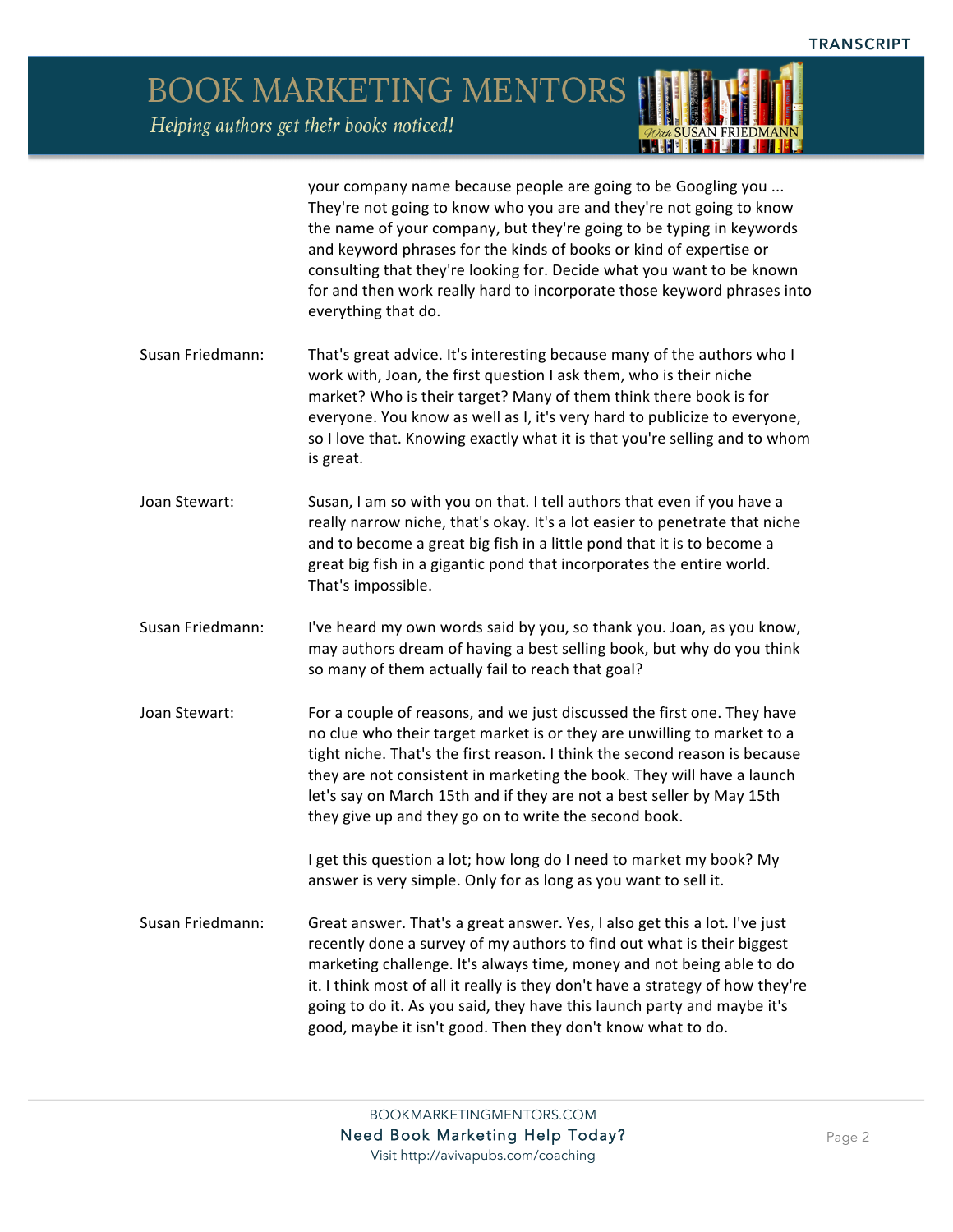your company name because people are going to be Googling you ... They're not going to know who you are and they're not going to know the name of your company, but they're going to be typing in keywords and keyword phrases for the kinds of books or kind of expertise or consulting that they're looking for. Decide what you want to be known for and then work really hard to incorporate those keyword phrases into everything that do.

**Susan Friedmann:** That's great advice. It's interesting because many of the authors who I work with, Joan, the first question I ask them, who is their niche market? Who is their target? Many of them think there book is for everyone. You know as well as I, it's very hard to publicize to everyone, so I love that. Knowing exactly what it is that you're selling and to whom is great.

**Joan Stewart:** Susan, I am so with you on that. I tell authors that even if you have a really narrow niche, that's okay. It's a lot easier to penetrate that niche and to become a great big fish in a little pond that it is to become a great big fish in a gigantic pond that incorporates the entire world. That's impossible.

**Susan Friedmann:** I've heard my own words said by you, so thank you. Joan, as you know, may authors dream of having a best selling book, but why do you think so many of them actually fail to reach that goal?

**Joan Stewart:** For a couple of reasons, and we just discussed the first one. They have no clue who their target market is or they are unwilling to market to a tight niche. That's the first reason. I think the second reason is because they are not consistent in marketing the book. They will have a launch let's say on March 15th and if they are not a best seller by May 15th they give up and they go on to write the second book.

I get this question a lot; how long do I need to market my book? My answer is very simple. Only for as long as you want to sell it.

**Susan Friedmann:** Great answer. That's a great answer. Yes, I also get this a lot. I've just recently done a survey of my authors to find out what is their biggest marketing challenge. It's always time, money and not being able to do it. I think most of all it really is they don't have a strategy of how they're going to do it. As you said, they have this launch party and maybe it's good, maybe it isn't good. Then they don't know what to do.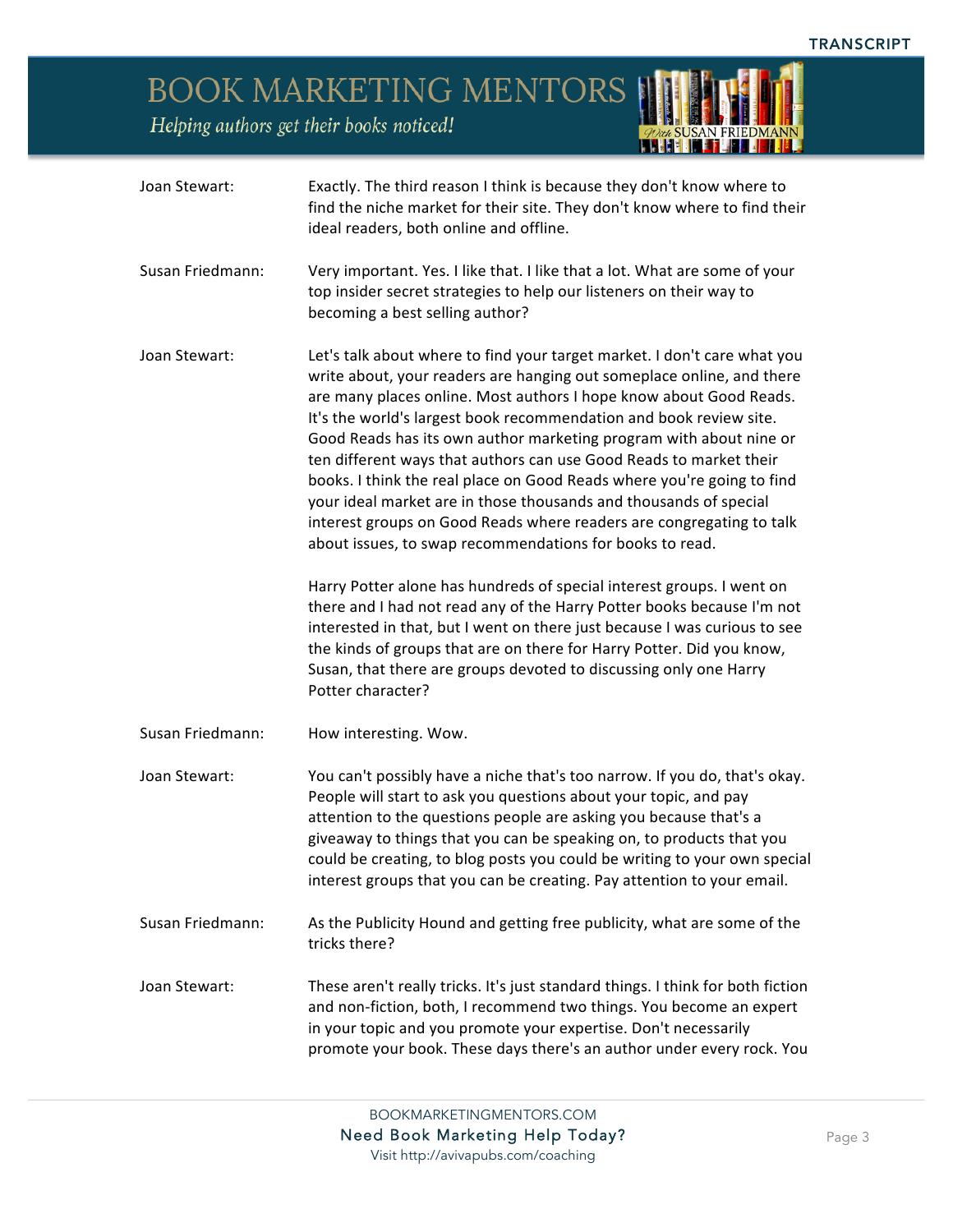**Joan Stewart:** Exactly. The third reason I think is because they don't know where to find the niche market for their site. They don't know where to find their ideal readers, both online and offline.

**Susan Friedmann:** Very important. Yes. I like that. I like that a lot. What are some of your top insider secret strategies to help our listeners on their way to becoming a best selling author?

**Joan Stewart:** Let's talk about where to find your target market. I don't care what you write about, your readers are hanging out someplace online, and there are many places online. Most authors I hope know about Good Reads. It's the world's largest book recommendation and book review site. Good Reads has its own author marketing program with about nine or ten different ways that authors can use Good Reads to market their books. I think the real place on Good Reads where you're going to find your ideal market are in those thousands and thousands of special interest groups on Good Reads where readers are congregating to talk about issues, to swap recommendations for books to read.

Harry Potter alone has hundreds of special interest groups. I went on there and I had not read any of the Harry Potter books because I'm not interested in that, but I went on there just because I was curious to see the kinds of groups that are on there for Harry Potter. Did you know, Susan, that there are groups devoted to discussing only one Harry Potter character?

**Susan Friedmann:** How interesting. Wow.

**Joan Stewart:** You can't possibly have a niche that's too narrow. If you do, that's okay. People will start to ask you questions about your topic, and pay attention to the questions people are asking you because that's a giveaway to things that you can be speaking on, to products that you could be creating, to blog posts you could be writing to your own special interest groups that you can be creating. Pay attention to your email.

**Susan Friedmann:** As the Publicity Hound and getting free publicity, what are some of the tricks there?

**Joan Stewart:** These aren't really tricks. It's just standard things. I think for both fiction and non-fiction, both, I recommend two things. You become an expert in your topic and you promote your expertise. Don't necessarily promote your book. These days there's an author under every rock. You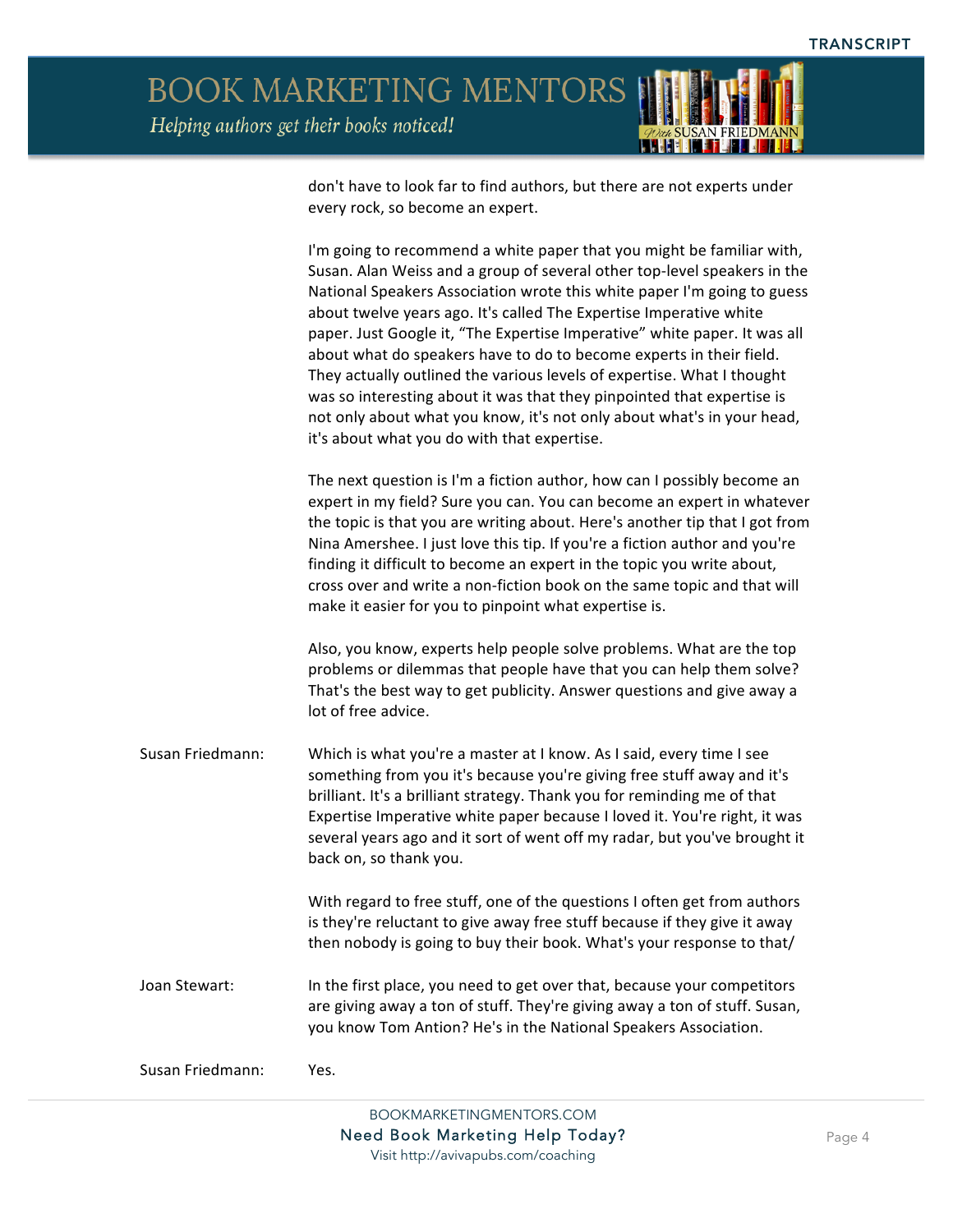don't have to look far to find authors, but there are not experts under every rock, so become an expert.

I'm going to recommend a white paper that you might be familiar with, Susan. Alan Weiss and a group of several other top-level speakers in the National Speakers Association wrote this white paper I'm going to guess about twelve years ago. It's called The Expertise Imperative white paper. Just Google it, "The Expertise Imperative" white paper. It was all about what do speakers have to do to become experts in their field. They actually outlined the various levels of expertise. What I thought was so interesting about it was that they pinpointed that expertise is not only about what you know, it's not only about what's in your head, it's about what you do with that expertise.

The next question is I'm a fiction author, how can I possibly become an expert in my field? Sure you can. You can become an expert in whatever the topic is that you are writing about. Here's another tip that I got from Nina Amershee. I just love this tip. If you're a fiction author and you're finding it difficult to become an expert in the topic you write about, cross over and write a non-fiction book on the same topic and that will make it easier for you to pinpoint what expertise is.

Also, you know, experts help people solve problems. What are the top problems or dilemmas that people have that you can help them solve? That's the best way to get publicity. Answer questions and give away a lot of free advice.

**Susan Friedmann:** Which is what you're a master at I know. As I said, every time I see something from you it's because you're giving free stuff away and it's brilliant. It's a brilliant strategy. Thank you for reminding me of that Expertise Imperative white paper because I loved it. You're right, it was several years ago and it sort of went off my radar, but you've brought it back on, so thank you.

With regard to free stuff, one of the questions I often get from authors is they're reluctant to give away free stuff because if they give it away then nobody is going to buy their book. What's your response to that/

**Joan Stewart:** In the first place, you need to get over that, because your competitors are giving away a ton of stuff. They're giving away a ton of stuff. Susan, you know Tom Antion? He's in the National Speakers Association.

**Susan Friedmann:** Yes.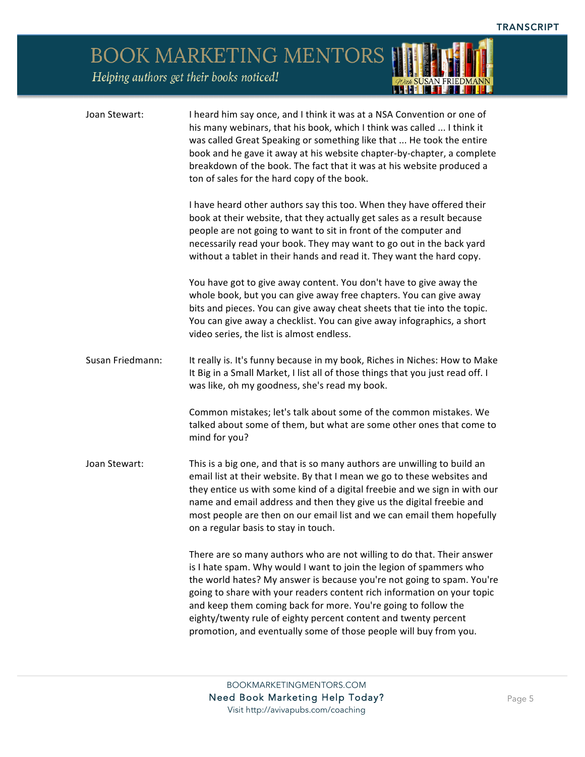**Joan Stewart:** I heard him say once, and I think it was at a NSA Convention or one of his many webinars, that his book, which I think was called ... I think it was called Great Speaking or something like that ... He took the entire book and he gave it away at his website chapter-by-chapter, a complete breakdown of the book. The fact that it was at his website produced a ton of sales for the hard copy of the book.

I have heard other authors say this too. When they have offered their book at their website, that they actually get sales as a result because people are not going to want to sit in front of the computer and necessarily read your book. They may want to go out in the back yard without a tablet in their hands and read it. They want the hard copy.

You have got to give away content. You don't have to give away the whole book, but you can give away free chapters. You can give away bits and pieces. You can give away cheat sheets that tie into the topic. You can give away a checklist. You can give away infographics, a short video series, the list is almost endless.

**Susan Friedmann:** It really is. It's funny because in my book, Riches in Niches: How to Make It Big in a Small Market, I list all of those things that you just read off. I was like, oh my goodness, she's read my book.

Common mistakes; let's talk about some of the common mistakes. We talked about some of them, but what are some other ones that come to mind for you?

**Joan Stewart:** This is a big one, and that is so many authors are unwilling to build an email list at their website. By that I mean we go to these websites and they entice us with some kind of a digital freebie and we sign in with our name and email address and then they give us the digital freebie and most people are then on our email list and we can email them hopefully on a regular basis to stay in touch.

There are so many authors who are not willing to do that. Their answer is I hate spam. Why would I want to join the legion of spammers who the world hates? My answer is because you're not going to spam. You're going to share with your readers content rich information on your topic and keep them coming back for more. You're going to follow the eighty/twenty rule of eighty percent content and twenty percent promotion, and eventually some of those people will buy from you.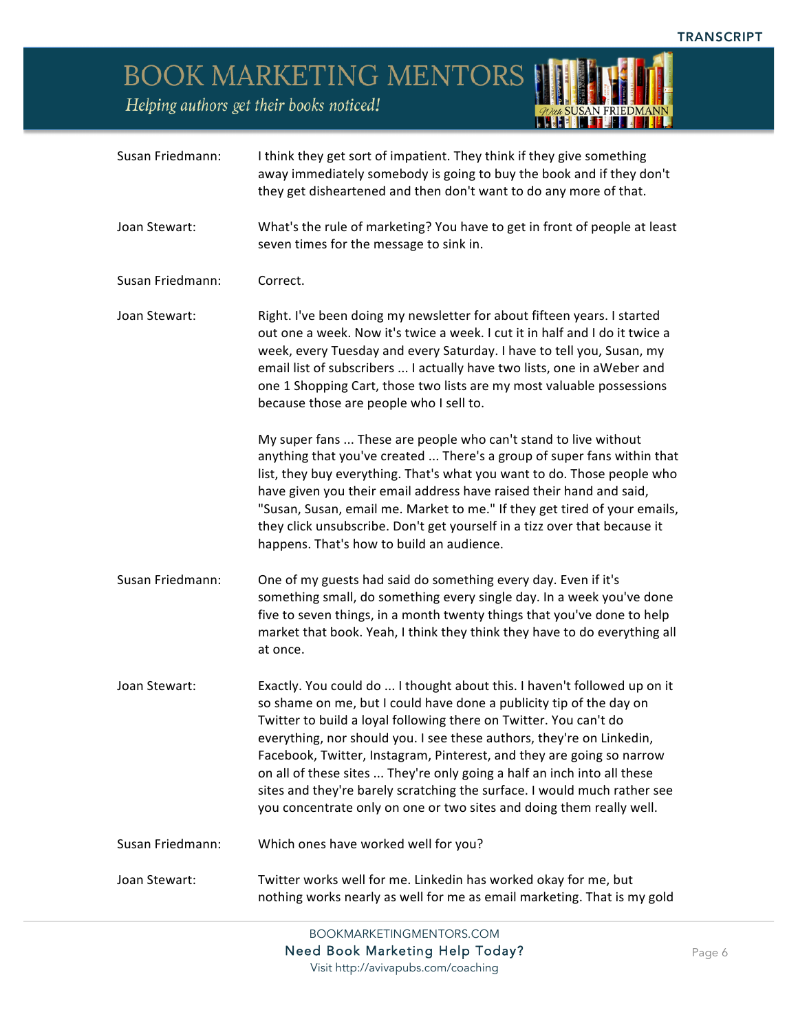**Susan Friedmann:** I think they get sort of impatient. They think if they give something away immediately somebody is going to buy the book and if they don't they get disheartened and then don't want to do any more of that.

**Joan Stewart:** What's the rule of marketing? You have to get in front of people at least seven times for the message to sink in.

**Susan Friedmann:** Correct.

**Joan Stewart:** Right. I've been doing my newsletter for about fifteen years. I started out one a week. Now it's twice a week. I cut it in half and I do it twice a week, every Tuesday and every Saturday. I have to tell you, Susan, my email list of subscribers ... I actually have two lists, one in aWeber and one 1 Shopping Cart, those two lists are my most valuable possessions because those are people who I sell to.

My super fans ... These are people who can't stand to live without anything that you've created ... There's a group of super fans within that list, they buy everything. That's what you want to do. Those people who have given you their email address have raised their hand and said, "Susan, Susan, email me. Market to me." If they get tired of your emails, they click unsubscribe. Don't get yourself in a tizz over that because it happens. That's how to build an audience.

**Susan Friedmann:** One of my guests had said do something every day. Even if it's something small, do something every single day. In a week you've done five to seven things, in a month twenty things that you've done to help market that book. Yeah, I think they think they have to do everything all at once.

**Joan Stewart:** Exactly. You could do ... I thought about this. I haven't followed up on it so shame on me, but I could have done a publicity tip of the day on Twitter to build a loyal following there on Twitter. You can't do everything, nor should you. I see these authors, they're on Linkedin, Facebook, Twitter, Instagram, Pinterest, and they are going so narrow on all of these sites ... They're only going a half an inch into all these sites and they're barely scratching the surface. I would much rather see you concentrate only on one or two sites and doing them really well.

**Susan Friedmann:** Which ones have worked well for you?

**Joan Stewart:** Twitter works well for me. Linkedin has worked okay for me, but nothing works nearly as well for me as email marketing. That is my gold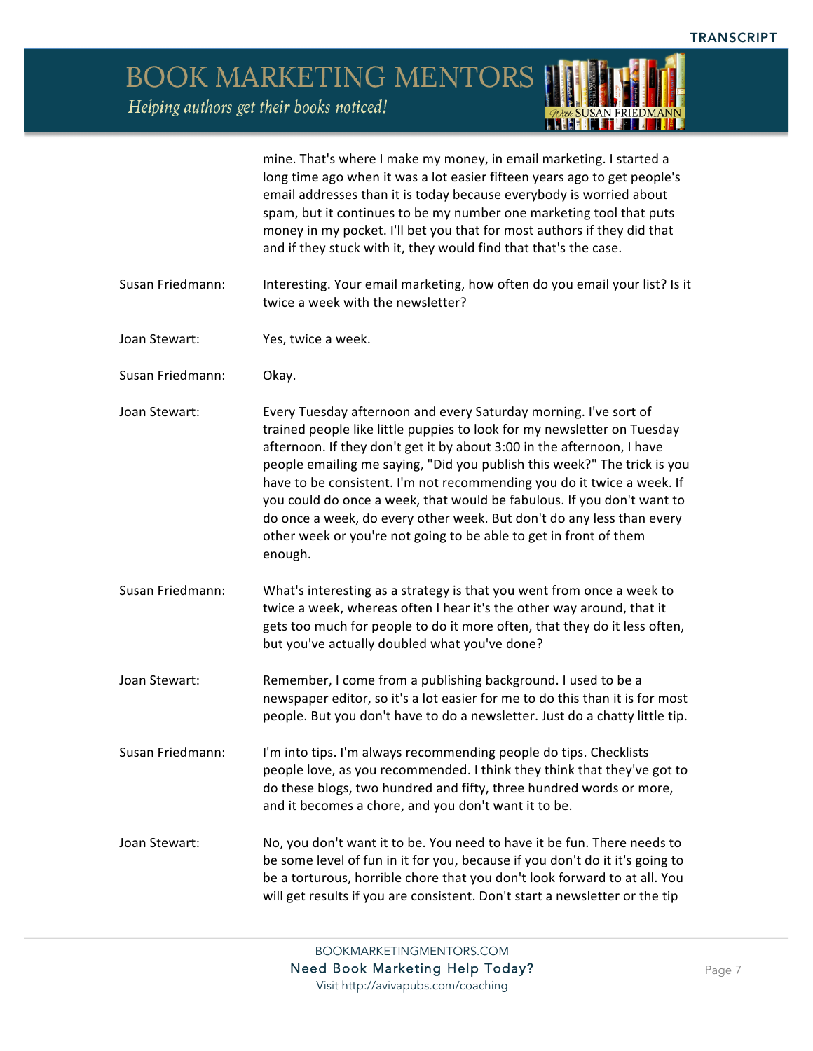mine. That's where I make my money, in email marketing. I started a long time ago when it was a lot easier fifteen years ago to get people's email addresses than it is today because everybody is worried about spam, but it continues to be my number one marketing tool that puts money in my pocket. I'll bet you that for most authors if they did that and if they stuck with it, they would find that that's the case.

Susan Friedmann: Interesting. Your email marketing, how often do you email your list? Is it twice a week with the newsletter?

Joan Stewart: Yes, twice a week.

Susan Friedmann: Okay.

Joan Stewart: Every Tuesday afternoon and every Saturday morning. I've sort of trained people like little puppies to look for my newsletter on Tuesday afternoon. If they don't get it by about 3:00 in the afternoon, I have people emailing me saying, "Did you publish this week?" The trick is you have to be consistent. I'm not recommending you do it twice a week. If you could do once a week, that would be fabulous. If you don't want to do once a week, do every other week. But don't do any less than every other week or you're not going to be able to get in front of them enough.

Susan Friedmann: What's interesting as a strategy is that you went from once a week to twice a week, whereas often I hear it's the other way around, that it gets too much for people to do it more often, that they do it less often, but you've actually doubled what you've done?

Joan Stewart: Remember, I come from a publishing background. I used to be a newspaper editor, so it's a lot easier for me to do this than it is for most people. But you don't have to do a newsletter. Just do a chatty little tip.

Susan Friedmann: I'm into tips. I'm always recommending people do tips. Checklists people love, as you recommended. I think they think that they've got to do these blogs, two hundred and fifty, three hundred words or more, and it becomes a chore, and you don't want it to be.

Joan Stewart: No, you don't want it to be. You need to have it be fun. There needs to be some level of fun in it for you, because if you don't do it it's going to be a torturous, horrible chore that you don't look forward to at all. You will get results if you are consistent. Don't start a newsletter or the tip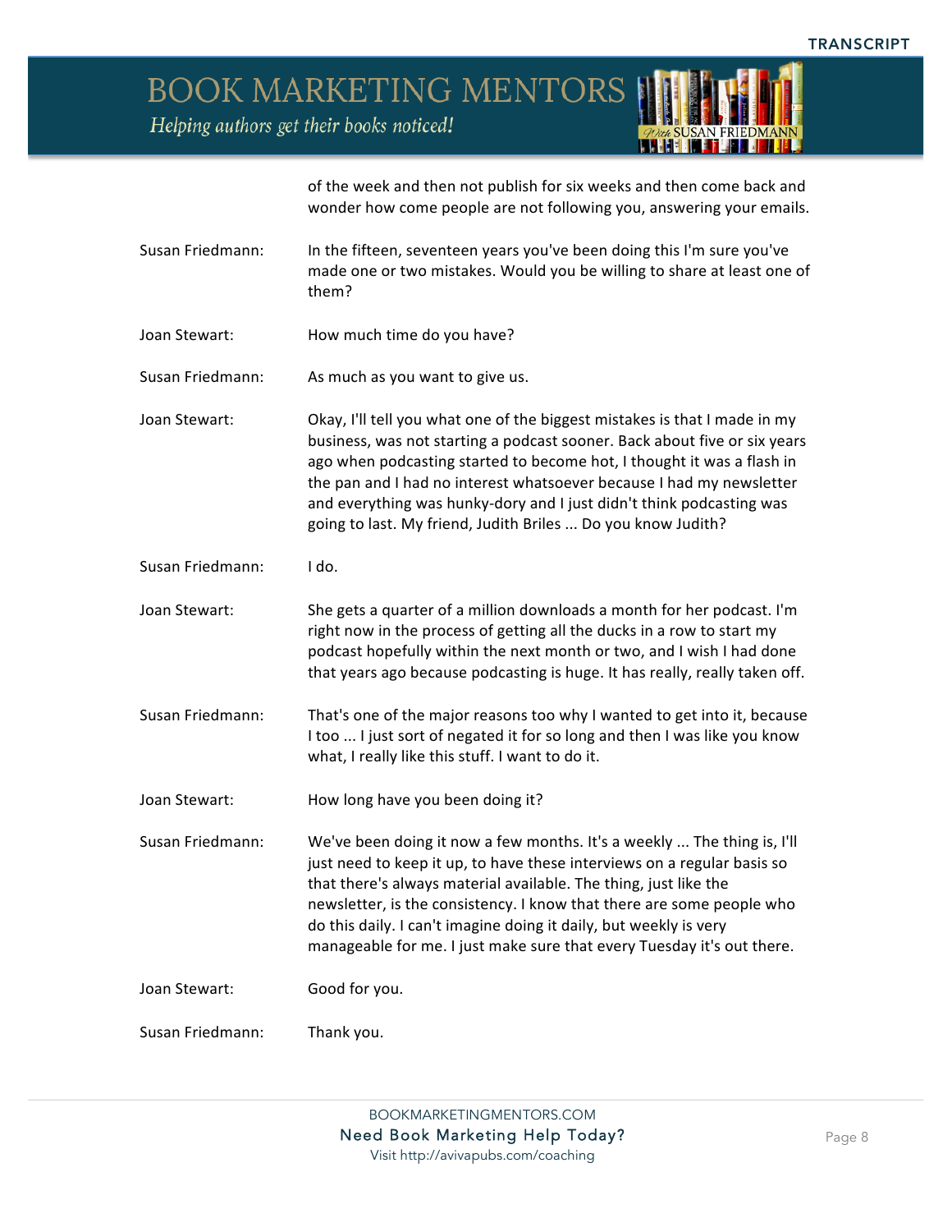of the week and then not publish for six weeks and then come back and wonder how come people are not following you, answering your emails.

Susan Friedmann: In the fifteen, seventeen years you've been doing this I'm sure you've made one or two mistakes. Would you be willing to share at least one of them?

Joan Stewart: How much time do you have?

Susan Friedmann: As much as you want to give us.

Joan Stewart: Okay, I'll tell you what one of the biggest mistakes is that I made in my business, was not starting a podcast sooner. Back about five or six years ago when podcasting started to become hot, I thought it was a flash in the pan and I had no interest whatsoever because I had my newsletter and everything was hunky-dory and I just didn't think podcasting was going to last. My friend, Judith Briles ... Do you know Judith?

Susan Friedmann: I do.

Joan Stewart: She gets a quarter of a million downloads a month for her podcast. I'm right now in the process of getting all the ducks in a row to start my podcast hopefully within the next month or two, and I wish I had done that years ago because podcasting is huge. It has really, really taken off.

Susan Friedmann: That's one of the major reasons too why I wanted to get into it, because I too ... I just sort of negated it for so long and then I was like you know what, I really like this stuff. I want to do it.

Joan Stewart: How long have you been doing it?

Susan Friedmann: We've been doing it now a few months. It's a weekly ... The thing is, I'll just need to keep it up, to have these interviews on a regular basis so that there's always material available. The thing, just like the newsletter, is the consistency. I know that there are some people who do this daily. I can't imagine doing it daily, but weekly is very manageable for me. I just make sure that every Tuesday it's out there.

Joan Stewart: Good for you.

Susan Friedmann: Thank you.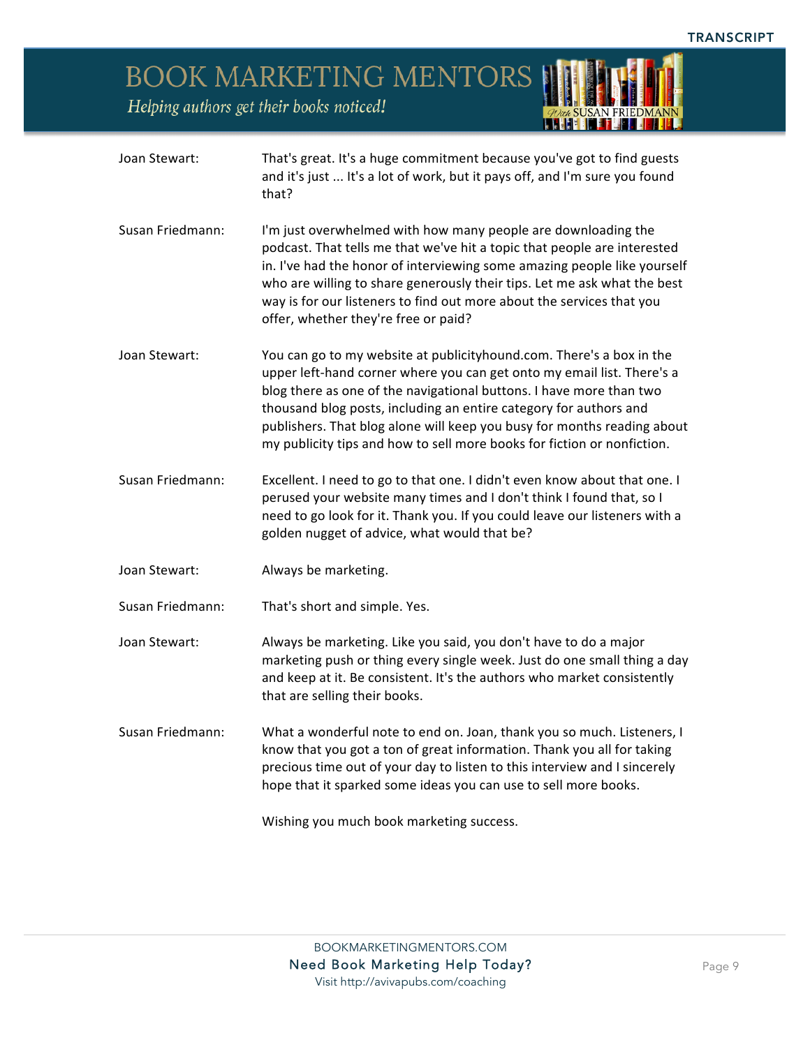**Joan Stewart:** That's great. It's a huge commitment because you've got to find guests and it's just ... It's a lot of work, but it pays off, and I'm sure you found that?

**Susan Friedmann:** I'm just overwhelmed with how many people are downloading the podcast. That tells me that we've hit a topic that people are interested in. I've had the honor of interviewing some amazing people like yourself who are willing to share generously their tips. Let me ask what the best way is for our listeners to find out more about the services that you offer, whether they're free or paid?

**Joan Stewart:** You can go to my website at publicityhound.com. There's a box in the upper left-hand corner where you can get onto my email list. There's a blog there as one of the navigational buttons. I have more than two thousand blog posts, including an entire category for authors and publishers. That blog alone will keep you busy for months reading about my publicity tips and how to sell more books for fiction or nonfiction.

**Susan Friedmann:** Excellent. I need to go to that one. I didn't even know about that one. I perused your website many times and I don't think I found that, so I need to go look for it. Thank you. If you could leave our listeners with a golden nugget of advice, what would that be?

**Joan Stewart:** Always be marketing.

**Susan Friedmann:** That's short and simple. Yes.

**Joan Stewart:** Always be marketing. Like you said, you don't have to do a major marketing push or thing every single week. Just do one small thing a day and keep at it. Be consistent. It's the authors who market consistently that are selling their books.

**Susan Friedmann:** What a wonderful note to end on. Joan, thank you so much. Listeners, I know that you got a ton of great information. Thank you all for taking precious time out of your day to listen to this interview and I sincerely hope that it sparked some ideas you can use to sell more books.

Wishing you much book marketing success.